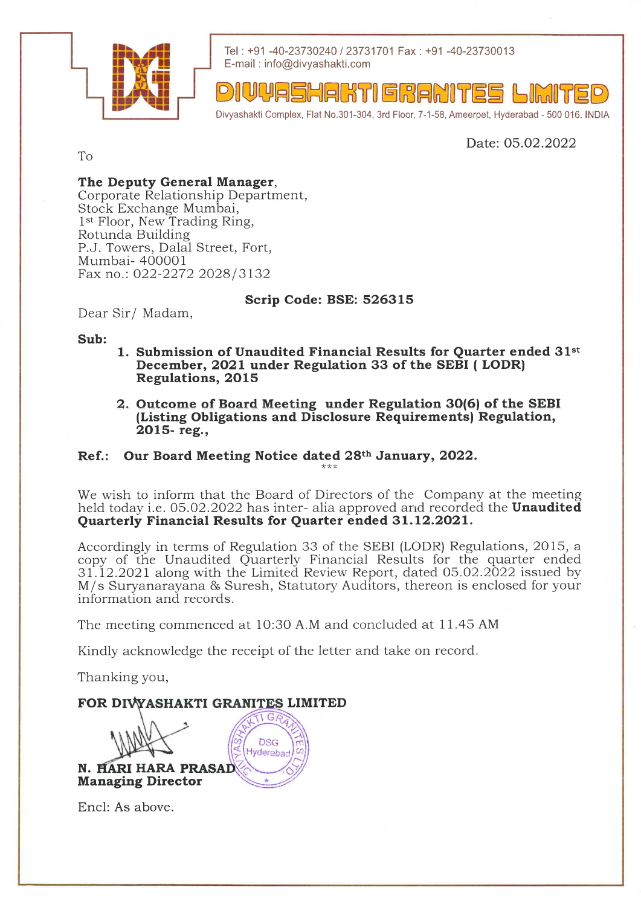Tel : +91 -40-23730240 / 23731701 Fax : +91 -40-23730013
E-mail : info@divyashakti.com

# DIVYASHAKTI GRANITES LIMITED

Divyashakti Complex, Flat No.301-304, 3rd Floor, 7-1-58, Ameerpet, Hyderabad - 500 016. INDIA

Date: 05.02.2022

To

**The Deputy General Manager**,
Corporate Relationship Department,
Stock Exchange Mumbai,
1st Floor, New Trading Ring,
Rotunda Building
P.J. Towers, Dalal Street, Fort,
Mumbai- 400001
Fax no.: 022-2272 2028/3132

**Scrip Code: BSE: 526315**

Dear Sir/ Madam,

**Sub:**

1. **Submission of Unaudited Financial Results for Quarter ended 31st December, 2021 under Regulation 33 of the SEBI ( LODR) Regulations, 2015**
2. **Outcome of Board Meeting under Regulation 30(6) of the SEBI (Listing Obligations and Disclosure Requirements) Regulation, 2015- reg.,**

**Ref.: Our Board Meeting Notice dated 28th January, 2022.**

***

We wish to inform that the Board of Directors of the Company at the meeting held today i.e. 05.02.2022 has inter- alia approved and recorded the **Unaudited Quarterly Financial Results for Quarter ended 31.12.2021.**

Accordingly in terms of Regulation 33 of the SEBI (LODR) Regulations, 2015, a copy of the Unaudited Quarterly Financial Results for the quarter ended 31.12.2021 along with the Limited Review Report, dated 05.02.2022 issued by M/s Suryanarayana & Suresh, Statutory Auditors, thereon is enclosed for your information and records.

The meeting commenced at 10:30 A.M and concluded at 11.45 AM

Kindly acknowledge the receipt of the letter and take on record.

Thanking you,

**FOR DIVYASHAKTI GRANITES LIMITED**

**N. HARI HARA PRASAD**
**Managing Director**

Encl: As above.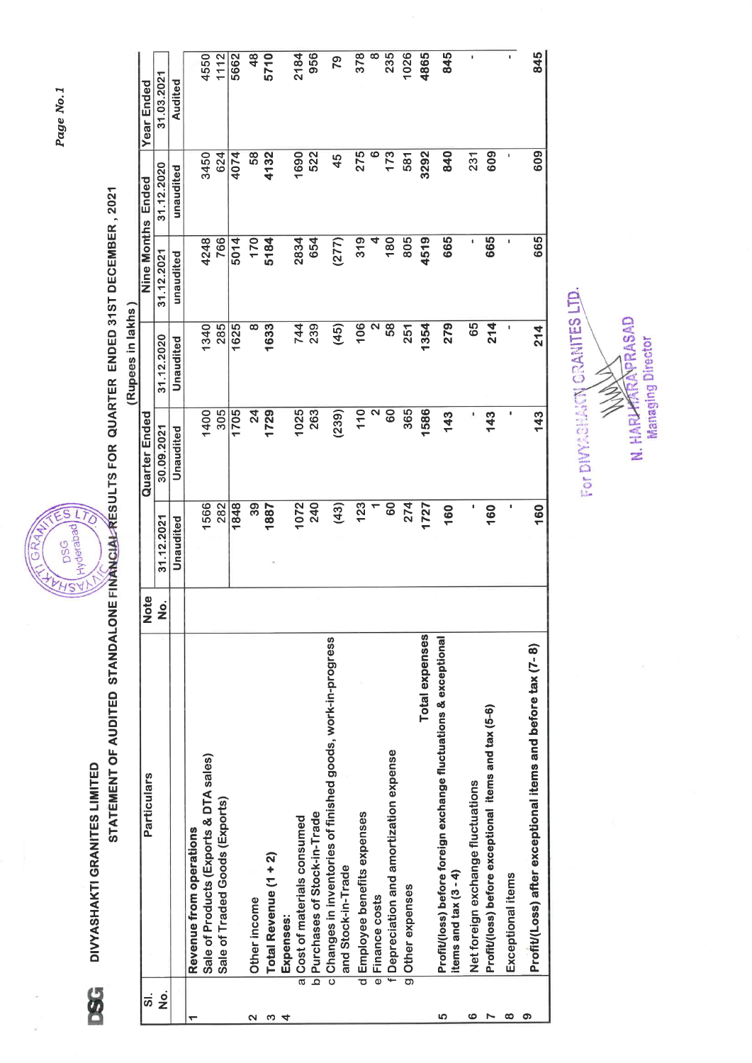DSG

**DIVYASHAKTI GRANITES LIMITED**

**STATEMENT OF AUDITED STANDALONE FINANCIAL RESULTS FOR QUARTER ENDED 31ST DECEMBER , 2021**

(Rupees in lakhs )

| Sl. No. | Particulars | Note No. | Quarter Ended | | | Nine Months Ended | | Year Ended |
|---|---|---|---|---|---|---|---|---|
| | | | 31.12.2021 | 30.09.2021 | 31.12.2020 | 31.12.2021 | 31.12.2020 | 31.03.2021 |
| | | | Unaudited | Unaudited | Unaudited | unaudited | unaudited | Audited |
| 1 | **Revenue from operations** | | | | | | | |
| | Sale of Products (Exports & DTA sales) | | 1566 | 1400 | 1340 | 4248 | 3450 | 4550 |
| | Sale of Traded Goods (Exports) | | 282 | 305 | 285 | 766 | 624 | 1112 |
| | | | 1848 | 1705 | 1625 | 5014 | 4074 | 5662 |
| 2 | Other income | | 39 | 24 | 8 | 170 | 58 | 48 |
| 3 | **Total Revenue (1 + 2)** | | **1887** | **1729** | **1633** | **5184** | **4132** | **5710** |
| 4 | **Expenses:** | | | | | | | |
| | a Cost of materials consumed | | 1072 | 1025 | 744 | 2834 | 1690 | 2184 |
| | b Purchases of Stock-in-Trade | | 240 | 263 | 239 | 654 | 522 | 956 |
| | c Changes in inventories of finished goods, work-in-progress and Stock-in-Trade | | (43) | (239) | (45) | (277) | 45 | 79 |
| | d Employee benefits expenses | | 123 | 110 | 106 | 319 | 275 | 378 |
| | e Finance costs | | 1 | 2 | 2 | 4 | 6 | 8 |
| | f Depreciation and amortization expense | | 60 | 60 | 58 | 180 | 173 | 235 |
| | g Other expenses | | 274 | 365 | 251 | 805 | 581 | 1026 |
| | **Total expenses** | | **1727** | **1586** | **1354** | **4519** | **3292** | **4865** |
| 5 | **Profit/(loss) before foreign exchange fluctuations & exceptional items and tax (3 - 4)** | | **160** | **143** | **279** | **665** | **840** | **845** |
| 6 | Net foreign exchange fluctuations | | - | - | 65 | - | 231 | - |
| 7 | **Profit/(loss) before exceptional items and tax (5-6)** | | **160** | **143** | **214** | **665** | **609** | **845** |
| 8 | Exceptional items | | - | - | - | - | - | - |
| 9 | **Profit/(Loss) after exceptional items and before tax (7- 8)** | | **160** | **143** | **214** | **665** | **609** | **845** |

For DIVYASHAKTI GRANITES LTD.

N. HARI HARA PRASAD
Managing Director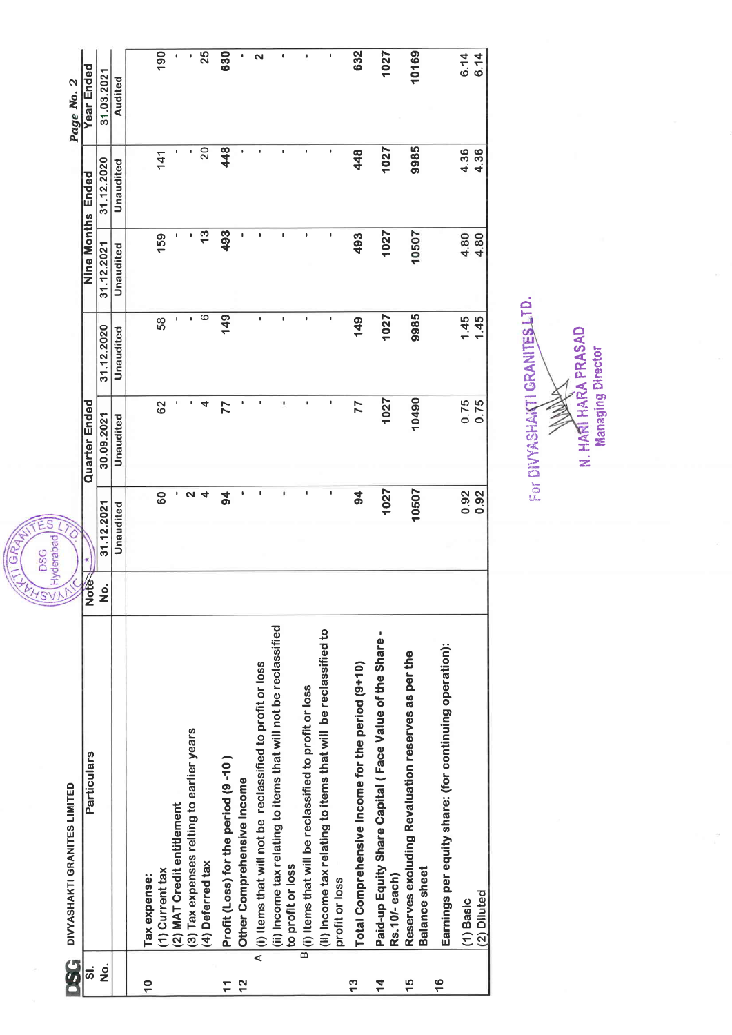DIVYASHAKTI GRANITES LIMITED

| Sl. No. | Particulars | Note No. | Quarter Ended | | | Nine Months Ended | | Year Ended |
|---|---|---|---|---|---|---|---|---|
| | | | 31.12.2021 | 30.09.2021 | 31.12.2020 | 31.12.2021 | 31.12.2020 | 31.03.2021 |
| | | | Unaudited | Unaudited | Unaudited | Unaudited | Unaudited | Audited |
| 10 | Tax expense: | | | | | | | |
| | (1) Current tax | | 60 | 62 | 58 | 159 | 141 | 190 |
| | (2) MAT Credit entitlement | | - | - | - | - | - | - |
| | (3) Tax expenses relting to earlier years | | 2 | - | - | - | - | - |
| | (4) Deferred tax | | 4 | 4 | 6 | 13 | 20 | 25 |
| 11 | **Profit (Loss) for the period (9 -10 )** | | 94 | 77 | 149 | 493 | 448 | 630 |
| 12 | **Other Comprehensive Income** | | - | - | - | - | - | - |
| | A (i) Items that will not be reclassified to profit or loss | | - | - | - | - | - | 2 |
| | (ii) Income tax relating to items that will not be reclassified to profit or loss | | - | - | - | - | - | - |
| | B (i) Items that will be reclassified to profit or loss | | - | - | - | - | - | - |
| | (ii) Income tax relating to items that will be reclassified to profit or loss | | - | - | - | - | - | - |
| 13 | **Total Comprehensive Income for the period (9+10)** | | 94 | 77 | 149 | 493 | 448 | 632 |
| 14 | **Paid-up Equity Share Capital ( Face Value of the Share - Rs.10/- each)** | | 1027 | 1027 | 1027 | 1027 | 1027 | 1027 |
| 15 | **Reserves excluding Revaluation reserves as per the Balance sheet** | | 10507 | 10490 | 9985 | 10507 | 9985 | 10169 |
| 16 | **Earnings per equity share: (for continuing operation):** | | | | | | | |
| | (1) Basic | | 0.92 | 0.75 | 1.45 | 4.80 | 4.36 | 6.14 |
| | (2) Diluted | | 0.92 | 0.75 | 1.45 | 4.80 | 4.36 | 6.14 |

For DIVYASHAKTI GRANITES LTD.

N. HARI HARA PRASAD
Managing Director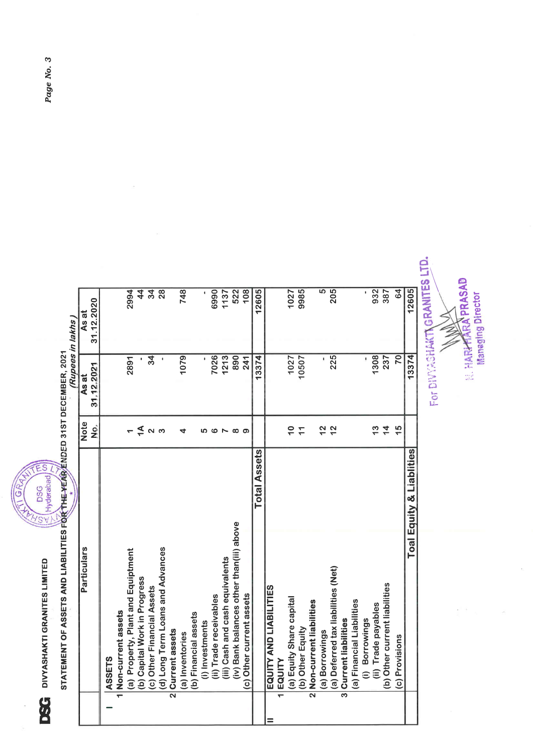DSG DIVYASHAKTI GRANITES LIMITED

## STATEMENT OF ASSETS AND LIABILITIES FOR THE YEAR ENDED 31ST DECEMBER, 2021

*(Rupees in lakhs)*

| | Particulars | Note No. | As at 31.12.2021 | As at 31.12.2020 |
|---|---|---|---|---|
| I | **ASSETS** | | | |
| | 1 Non-current assets | | | |
| | (a) Property, Plant and Equiptment | 1 | 2891 | 2994 |
| | (b) Capital Work in Progress | 1A | - | 44 |
| | (c) Other Financial Assets | 2 | 34 | 34 |
| | (d) Long Term Loans and Advances | 3 | - | 28 |
| | 2 Current assets | | | |
| | (a) Inventories | 4 | 1079 | 748 |
| | (b) Financial assets | | | |
| | (i) Investments | 5 | - | - |
| | (ii) Trade receivables | 6 | 7026 | 6990 |
| | (iii) Cash and cash equivalents | 7 | 1213 | 1137 |
| | (iv) Bank balances other than(iii) above | 8 | 890 | 522 |
| | (c) Other current assets | 9 | 241 | 108 |
| | **Total Assets** | | 13374 | 12605 |
| II | **EQUITY AND LIABILITIES** | | | |
| | 1 EQUITY | | | |
| | (a) Equity Share capital | 10 | 1027 | 1027 |
| | (b) Other Equity | 11 | 10507 | 9985 |
| | 2 Non-current liabilities | | | |
| | (a) Borrowings | 12 | - | 5 |
| | (a) Deferred tax liabilities (Net) | 12 | 225 | 205 |
| | 3 Current liabilities | | | |
| | (a) Financial Liabilities | | | |
| | (i) Borrowings | | - | - |
| | (ii) Trade payables | 13 | 1308 | 932 |
| | (b) Other current liabilities | 14 | 237 | 387 |
| | (c) Provisions | 15 | 70 | 64 |
| | **Toal Equity & Liablities** | | 13374 | 12605 |

For DIVYASHAKTI GRANITES LTD.

N. HARIHARA PRASAD
Managing Director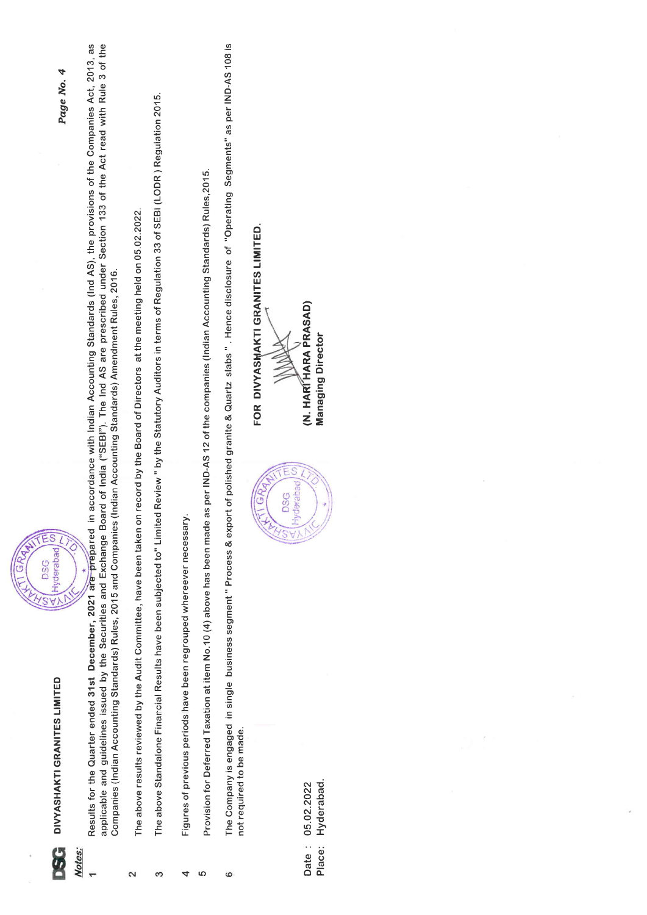**DIVYASHAKTI GRANITES LIMITED**

***Notes:***

1. Results for the Quarter ended 31st December, 2021 are prepared in accordance with Indian Accounting Standards (Ind AS), the provisions of the Companies Act, 2013, as applicable and guidelines issued by the Securities and Exchange Board of India ("SEBI"). The Ind AS are prescribed under Section 133 of the Act read with Rule 3 of the Companies (Indian Accounting Standards) Rules, 2015 and Companies (Indian Accounting Standards) Amendment Rules, 2016.

2. The above results reviewed by the Audit Committee, have been taken on record by the Board of Directors at the meeting held on 05.02.2022.

3. The above Standalone Financial Results have been subjected to" Limited Review " by the Statutory Auditors in terms of Regulation 33 of SEBI (LODR ) Regulation 2015.

4. Figures of previous periods have been regrouped whereever necessary.

5. Provision for Deferred Taxation at item No.10 (4) above has been made as per IND-AS 12 of the companies (Indian Accounting Standards) Rules,2015.

6. The Company is engaged in single business segment " Process & export of polished granite & Quartz slabs " . Hence disclosure of "Operating Segments" as per IND-AS 108 is not required to be made.

Date : 05.02.2022
Place: Hyderabad.

**FOR DIVYASHAKTI GRANITES LIMITED.**

**(N. HARI HARA PRASAD)**
**Managing Director**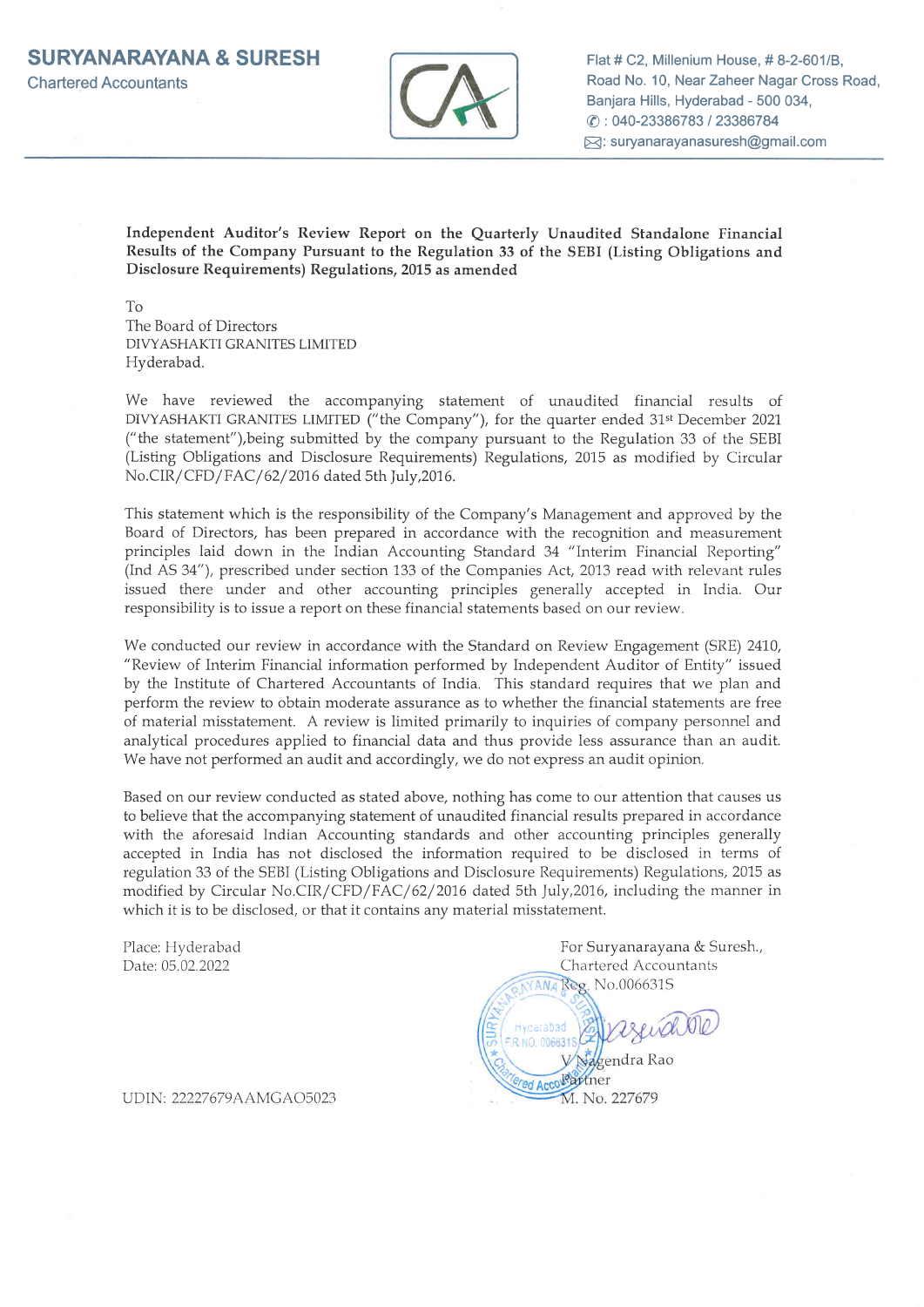**SURYANARAYANA & SURESH**
Chartered Accountants

Flat # C2, Millenium House, # 8-2-601/B,
Road No. 10, Near Zaheer Nagar Cross Road,
Banjara Hills, Hyderabad - 500 034,
✆ : 040-23386783 / 23386784
✉: suryanarayanasuresh@gmail.com

**Independent Auditor's Review Report on the Quarterly Unaudited Standalone Financial Results of the Company Pursuant to the Regulation 33 of the SEBI (Listing Obligations and Disclosure Requirements) Regulations, 2015 as amended**

To
The Board of Directors
DIVYASHAKTI GRANITES LIMITED
Hyderabad.

We have reviewed the accompanying statement of unaudited financial results of DIVYASHAKTI GRANITES LIMITED ("the Company"), for the quarter ended 31st December 2021 ("the statement"),being submitted by the company pursuant to the Regulation 33 of the SEBI (Listing Obligations and Disclosure Requirements) Regulations, 2015 as modified by Circular No.CIR/CFD/FAC/62/2016 dated 5th July,2016.

This statement which is the responsibility of the Company's Management and approved by the Board of Directors, has been prepared in accordance with the recognition and measurement principles laid down in the Indian Accounting Standard 34 "Interim Financial Reporting" (Ind AS 34"), prescribed under section 133 of the Companies Act, 2013 read with relevant rules issued there under and other accounting principles generally accepted in India. Our responsibility is to issue a report on these financial statements based on our review.

We conducted our review in accordance with the Standard on Review Engagement (SRE) 2410, "Review of Interim Financial information performed by Independent Auditor of Entity" issued by the Institute of Chartered Accountants of India. This standard requires that we plan and perform the review to obtain moderate assurance as to whether the financial statements are free of material misstatement. A review is limited primarily to inquiries of company personnel and analytical procedures applied to financial data and thus provide less assurance than an audit. We have not performed an audit and accordingly, we do not express an audit opinion.

Based on our review conducted as stated above, nothing has come to our attention that causes us to believe that the accompanying statement of unaudited financial results prepared in accordance with the aforesaid Indian Accounting standards and other accounting principles generally accepted in India has not disclosed the information required to be disclosed in terms of regulation 33 of the SEBI (Listing Obligations and Disclosure Requirements) Regulations, 2015 as modified by Circular No.CIR/CFD/FAC/62/2016 dated 5th July,2016, including the manner in which it is to be disclosed, or that it contains any material misstatement.

Place: Hyderabad
Date: 05.02.2022

For Suryanarayana & Suresh.,
Chartered Accountants
Reg. No.006631S

V Nagendra Rao
Partner
M. No. 227679

UDIN: 22227679AAMGAO5023